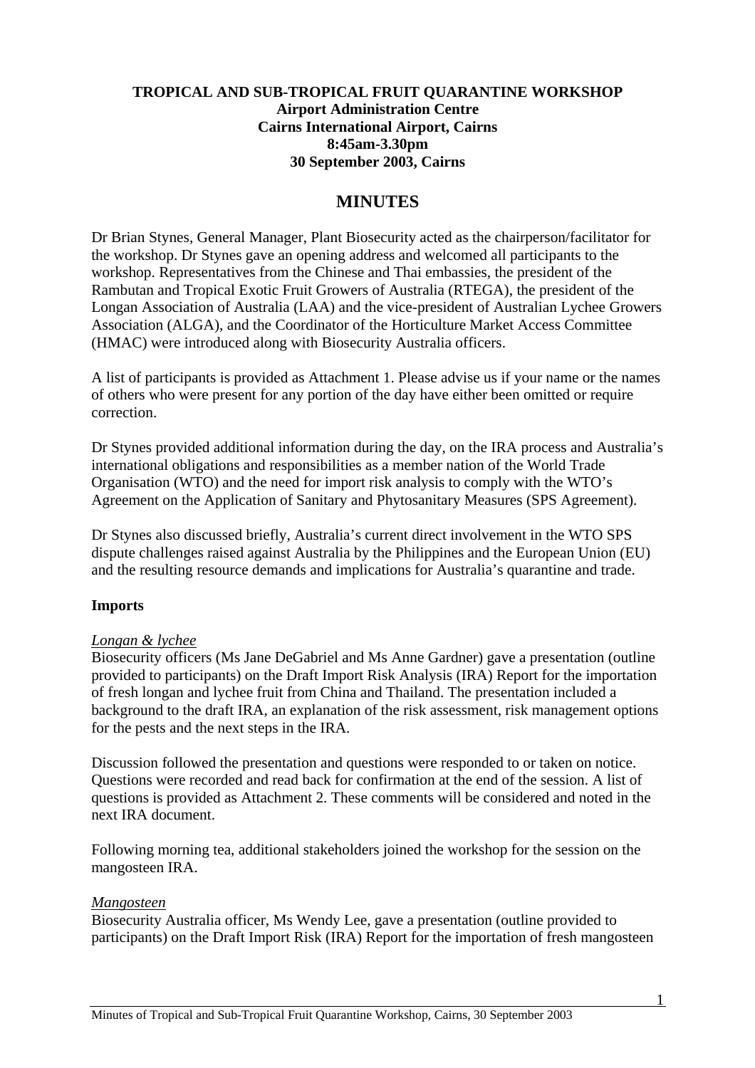**TROPICAL AND SUB-TROPICAL FRUIT QUARANTINE WORKSHOP**
**Airport Administration Centre**
**Cairns International Airport, Cairns**
**8:45am-3.30pm**
**30 September 2003, Cairns**

# MINUTES

Dr Brian Stynes, General Manager, Plant Biosecurity acted as the chairperson/facilitator for the workshop. Dr Stynes gave an opening address and welcomed all participants to the workshop. Representatives from the Chinese and Thai embassies, the president of the Rambutan and Tropical Exotic Fruit Growers of Australia (RTEGA), the president of the Longan Association of Australia (LAA) and the vice-president of Australian Lychee Growers Association (ALGA), and the Coordinator of the Horticulture Market Access Committee (HMAC) were introduced along with Biosecurity Australia officers.

A list of participants is provided as Attachment 1. Please advise us if your name or the names of others who were present for any portion of the day have either been omitted or require correction.

Dr Stynes provided additional information during the day, on the IRA process and Australia's international obligations and responsibilities as a member nation of the World Trade Organisation (WTO) and the need for import risk analysis to comply with the WTO's Agreement on the Application of Sanitary and Phytosanitary Measures (SPS Agreement).

Dr Stynes also discussed briefly, Australia's current direct involvement in the WTO SPS dispute challenges raised against Australia by the Philippines and the European Union (EU) and the resulting resource demands and implications for Australia's quarantine and trade.

**Imports**

*Longan & lychee*

Biosecurity officers (Ms Jane DeGabriel and Ms Anne Gardner) gave a presentation (outline provided to participants) on the Draft Import Risk Analysis (IRA) Report for the importation of fresh longan and lychee fruit from China and Thailand. The presentation included a background to the draft IRA, an explanation of the risk assessment, risk management options for the pests and the next steps in the IRA.

Discussion followed the presentation and questions were responded to or taken on notice. Questions were recorded and read back for confirmation at the end of the session. A list of questions is provided as Attachment 2. These comments will be considered and noted in the next IRA document.

Following morning tea, additional stakeholders joined the workshop for the session on the mangosteen IRA.

*Mangosteen*

Biosecurity Australia officer, Ms Wendy Lee, gave a presentation (outline provided to participants) on the Draft Import Risk (IRA) Report for the importation of fresh mangosteen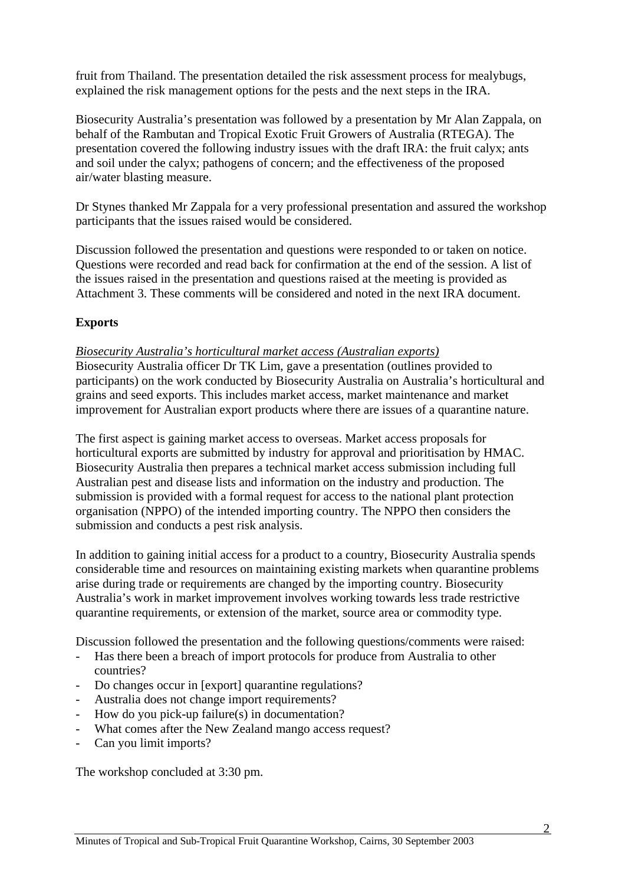fruit from Thailand. The presentation detailed the risk assessment process for mealybugs, explained the risk management options for the pests and the next steps in the IRA.

Biosecurity Australia's presentation was followed by a presentation by Mr Alan Zappala, on behalf of the Rambutan and Tropical Exotic Fruit Growers of Australia (RTEGA). The presentation covered the following industry issues with the draft IRA: the fruit calyx; ants and soil under the calyx; pathogens of concern; and the effectiveness of the proposed air/water blasting measure.

Dr Stynes thanked Mr Zappala for a very professional presentation and assured the workshop participants that the issues raised would be considered.

Discussion followed the presentation and questions were responded to or taken on notice. Questions were recorded and read back for confirmation at the end of the session. A list of the issues raised in the presentation and questions raised at the meeting is provided as Attachment 3. These comments will be considered and noted in the next IRA document.

**Exports**

*Biosecurity Australia's horticultural market access (Australian exports)*
Biosecurity Australia officer Dr TK Lim, gave a presentation (outlines provided to participants) on the work conducted by Biosecurity Australia on Australia's horticultural and grains and seed exports. This includes market access, market maintenance and market improvement for Australian export products where there are issues of a quarantine nature.

The first aspect is gaining market access to overseas. Market access proposals for horticultural exports are submitted by industry for approval and prioritisation by HMAC. Biosecurity Australia then prepares a technical market access submission including full Australian pest and disease lists and information on the industry and production. The submission is provided with a formal request for access to the national plant protection organisation (NPPO) of the intended importing country. The NPPO then considers the submission and conducts a pest risk analysis.

In addition to gaining initial access for a product to a country, Biosecurity Australia spends considerable time and resources on maintaining existing markets when quarantine problems arise during trade or requirements are changed by the importing country. Biosecurity Australia's work in market improvement involves working towards less trade restrictive quarantine requirements, or extension of the market, source area or commodity type.

Discussion followed the presentation and the following questions/comments were raised:

- Has there been a breach of import protocols for produce from Australia to other countries?
- Do changes occur in [export] quarantine regulations?
- Australia does not change import requirements?
- How do you pick-up failure(s) in documentation?
- What comes after the New Zealand mango access request?
- Can you limit imports?

The workshop concluded at 3:30 pm.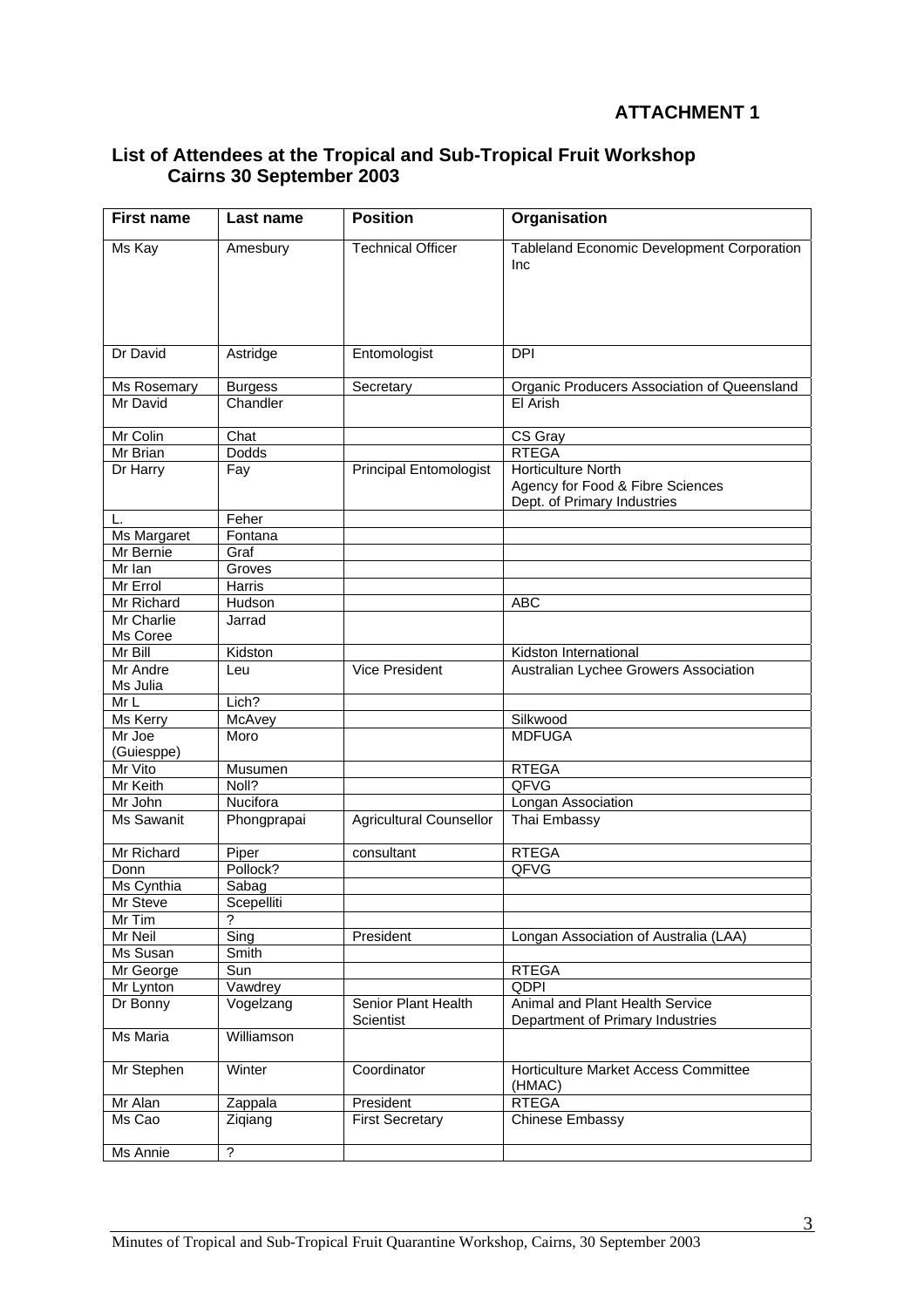**ATTACHMENT 1**

## List of Attendees at the Tropical and Sub-Tropical Fruit Workshop Cairns 30 September 2003

| First name | Last name | Position | Organisation |
|---|---|---|---|
| Ms Kay | Amesbury | Technical Officer | Tableland Economic Development Corporation Inc |
| Dr David | Astridge | Entomologist | DPI |
| Ms Rosemary | Burgess | Secretary | Organic Producers Association of Queensland |
| Mr David | Chandler | | El Arish |
| Mr Colin | Chat | | CS Gray |
| Mr Brian | Dodds | | RTEGA |
| Dr Harry | Fay | Principal Entomologist | Horticulture North Agency for Food & Fibre Sciences Dept. of Primary Industries |
| L. | Feher | | |
| Ms Margaret | Fontana | | |
| Mr Bernie | Graf | | |
| Mr Ian | Groves | | |
| Mr Errol | Harris | | |
| Mr Richard | Hudson | | ABC |
| Mr Charlie Ms Coree | Jarrad | | |
| Mr Bill | Kidston | | Kidston International |
| Mr Andre Ms Julia | Leu | Vice President | Australian Lychee Growers Association |
| Mr L | Lich? | | |
| Ms Kerry | McAvey | | Silkwood |
| Mr Joe (Guiesppe) | Moro | | MDFUGA |
| Mr Vito | Musumen | | RTEGA |
| Mr Keith | Noll? | | QFVG |
| Mr John | Nucifora | | Longan Association |
| Ms Sawanit | Phongprapai | Agricultural Counsellor | Thai Embassy |
| Mr Richard | Piper | consultant | RTEGA |
| Donn | Pollock? | | QFVG |
| Ms Cynthia | Sabag | | |
| Mr Steve | Scepelliti | | |
| Mr Tim | ? | | |
| Mr Neil | Sing | President | Longan Association of Australia (LAA) |
| Ms Susan | Smith | | |
| Mr George | Sun | | RTEGA |
| Mr Lynton | Vawdrey | | QDPI |
| Dr Bonny | Vogelzang | Senior Plant Health Scientist | Animal and Plant Health Service Department of Primary Industries |
| Ms Maria | Williamson | | |
| Mr Stephen | Winter | Coordinator | Horticulture Market Access Committee (HMAC) |
| Mr Alan | Zappala | President | RTEGA |
| Ms Cao | Ziqiang | First Secretary | Chinese Embassy |
| Ms Annie | ? | | |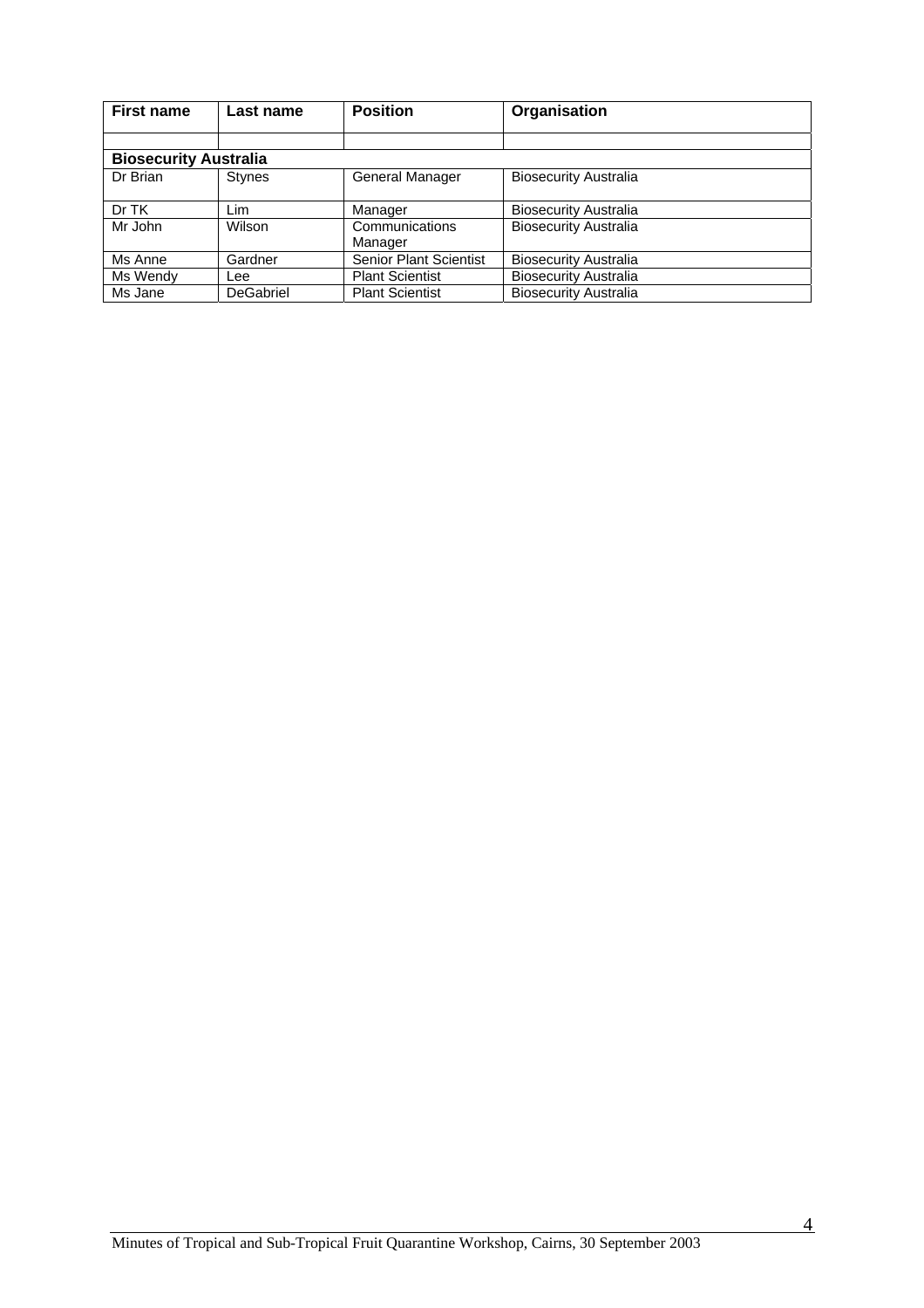| First name | Last name | Position | Organisation |
|---|---|---|---|
| | | | |
| **Biosecurity Australia** | | | |
| Dr Brian | Stynes | General Manager | Biosecurity Australia |
| Dr TK | Lim | Manager | Biosecurity Australia |
| Mr John | Wilson | Communications Manager | Biosecurity Australia |
| Ms Anne | Gardner | Senior Plant Scientist | Biosecurity Australia |
| Ms Wendy | Lee | Plant Scientist | Biosecurity Australia |
| Ms Jane | DeGabriel | Plant Scientist | Biosecurity Australia |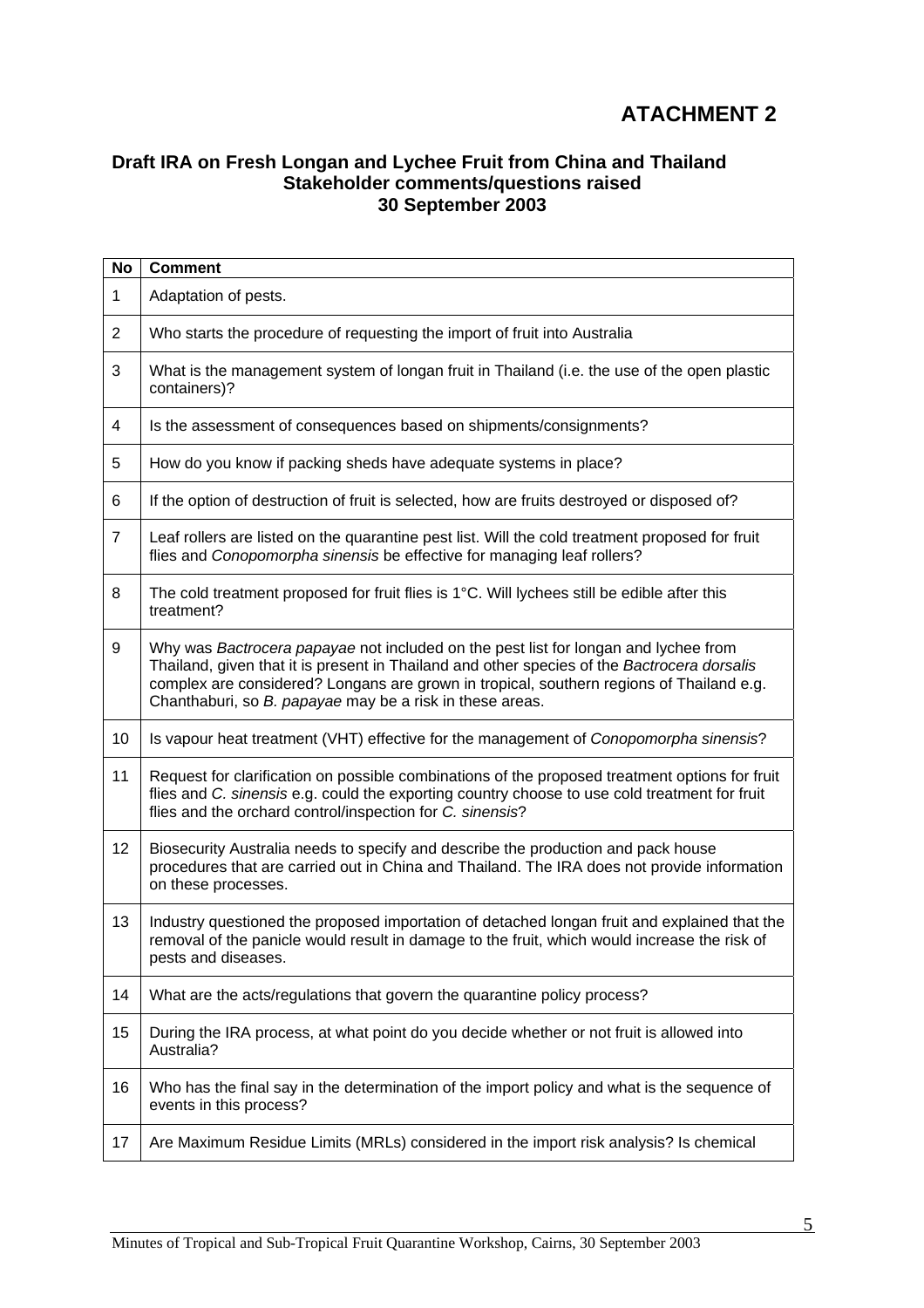# ATACHMENT 2

### Draft IRA on Fresh Longan and Lychee Fruit from China and Thailand
### Stakeholder comments/questions raised
### 30 September 2003

| No | Comment |
|---|---|
| 1 | Adaptation of pests. |
| 2 | Who starts the procedure of requesting the import of fruit into Australia |
| 3 | What is the management system of longan fruit in Thailand (i.e. the use of the open plastic containers)? |
| 4 | Is the assessment of consequences based on shipments/consignments? |
| 5 | How do you know if packing sheds have adequate systems in place? |
| 6 | If the option of destruction of fruit is selected, how are fruits destroyed or disposed of? |
| 7 | Leaf rollers are listed on the quarantine pest list. Will the cold treatment proposed for fruit flies and *Conopomorpha sinensis* be effective for managing leaf rollers? |
| 8 | The cold treatment proposed for fruit flies is 1°C. Will lychees still be edible after this treatment? |
| 9 | Why was *Bactrocera papayae* not included on the pest list for longan and lychee from Thailand, given that it is present in Thailand and other species of the *Bactrocera dorsalis* complex are considered? Longans are grown in tropical, southern regions of Thailand e.g. Chanthaburi, so *B. papayae* may be a risk in these areas. |
| 10 | Is vapour heat treatment (VHT) effective for the management of *Conopomorpha sinensis*? |
| 11 | Request for clarification on possible combinations of the proposed treatment options for fruit flies and *C. sinensis* e.g. could the exporting country choose to use cold treatment for fruit flies and the orchard control/inspection for *C. sinensis*? |
| 12 | Biosecurity Australia needs to specify and describe the production and pack house procedures that are carried out in China and Thailand. The IRA does not provide information on these processes. |
| 13 | Industry questioned the proposed importation of detached longan fruit and explained that the removal of the panicle would result in damage to the fruit, which would increase the risk of pests and diseases. |
| 14 | What are the acts/regulations that govern the quarantine policy process? |
| 15 | During the IRA process, at what point do you decide whether or not fruit is allowed into Australia? |
| 16 | Who has the final say in the determination of the import policy and what is the sequence of events in this process? |
| 17 | Are Maximum Residue Limits (MRLs) considered in the import risk analysis? Is chemical |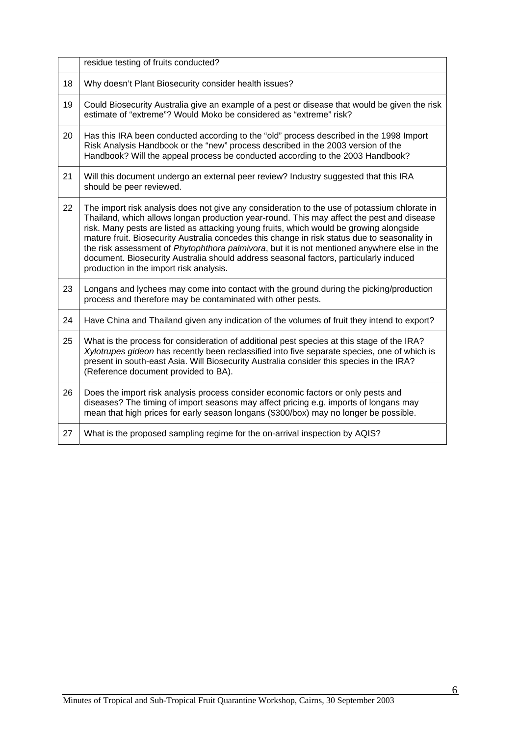| | |
|---|---|
| | residue testing of fruits conducted? |
| 18 | Why doesn't Plant Biosecurity consider health issues? |
| 19 | Could Biosecurity Australia give an example of a pest or disease that would be given the risk estimate of "extreme"? Would Moko be considered as "extreme" risk? |
| 20 | Has this IRA been conducted according to the "old" process described in the 1998 Import Risk Analysis Handbook or the "new" process described in the 2003 version of the Handbook? Will the appeal process be conducted according to the 2003 Handbook? |
| 21 | Will this document undergo an external peer review? Industry suggested that this IRA should be peer reviewed. |
| 22 | The import risk analysis does not give any consideration to the use of potassium chlorate in Thailand, which allows longan production year-round. This may affect the pest and disease risk. Many pests are listed as attacking young fruits, which would be growing alongside mature fruit. Biosecurity Australia concedes this change in risk status due to seasonality in the risk assessment of *Phytophthora palmivora*, but it is not mentioned anywhere else in the document. Biosecurity Australia should address seasonal factors, particularly induced production in the import risk analysis. |
| 23 | Longans and lychees may come into contact with the ground during the picking/production process and therefore may be contaminated with other pests. |
| 24 | Have China and Thailand given any indication of the volumes of fruit they intend to export? |
| 25 | What is the process for consideration of additional pest species at this stage of the IRA? *Xylotrupes gideon* has recently been reclassified into five separate species, one of which is present in south-east Asia. Will Biosecurity Australia consider this species in the IRA? (Reference document provided to BA). |
| 26 | Does the import risk analysis process consider economic factors or only pests and diseases? The timing of import seasons may affect pricing e.g. imports of longans may mean that high prices for early season longans ($300/box) may no longer be possible. |
| 27 | What is the proposed sampling regime for the on-arrival inspection by AQIS? |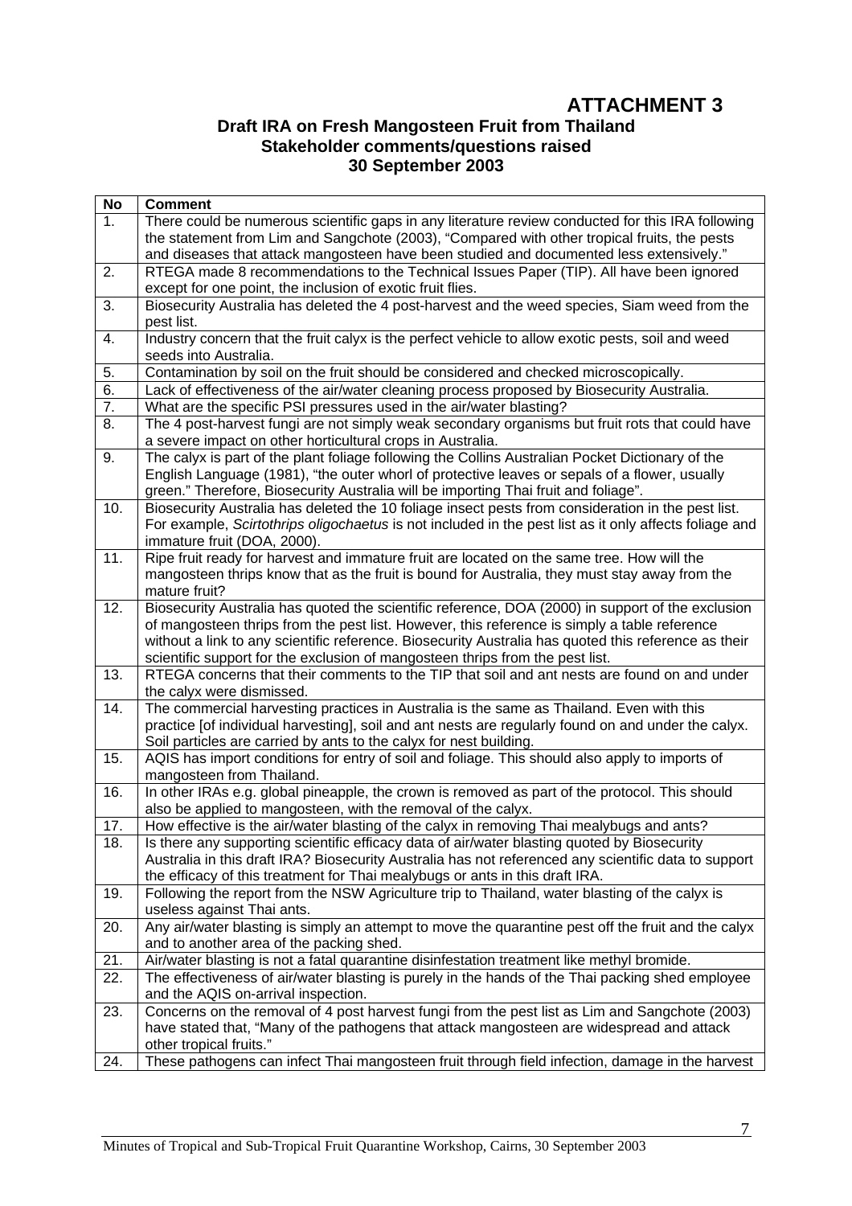# ATTACHMENT 3

## Draft IRA on Fresh Mangosteen Fruit from Thailand
## Stakeholder comments/questions raised
## 30 September 2003

| No | Comment |
|---|---|
| 1. | There could be numerous scientific gaps in any literature review conducted for this IRA following the statement from Lim and Sangchote (2003), "Compared with other tropical fruits, the pests and diseases that attack mangosteen have been studied and documented less extensively." |
| 2. | RTEGA made 8 recommendations to the Technical Issues Paper (TIP). All have been ignored except for one point, the inclusion of exotic fruit flies. |
| 3. | Biosecurity Australia has deleted the 4 post-harvest and the weed species, Siam weed from the pest list. |
| 4. | Industry concern that the fruit calyx is the perfect vehicle to allow exotic pests, soil and weed seeds into Australia. |
| 5. | Contamination by soil on the fruit should be considered and checked microscopically. |
| 6. | Lack of effectiveness of the air/water cleaning process proposed by Biosecurity Australia. |
| 7. | What are the specific PSI pressures used in the air/water blasting? |
| 8. | The 4 post-harvest fungi are not simply weak secondary organisms but fruit rots that could have a severe impact on other horticultural crops in Australia. |
| 9. | The calyx is part of the plant foliage following the Collins Australian Pocket Dictionary of the English Language (1981), "the outer whorl of protective leaves or sepals of a flower, usually green." Therefore, Biosecurity Australia will be importing Thai fruit and foliage". |
| 10. | Biosecurity Australia has deleted the 10 foliage insect pests from consideration in the pest list. For example, *Scirtothrips oligochaetus* is not included in the pest list as it only affects foliage and immature fruit (DOA, 2000). |
| 11. | Ripe fruit ready for harvest and immature fruit are located on the same tree. How will the mangosteen thrips know that as the fruit is bound for Australia, they must stay away from the mature fruit? |
| 12. | Biosecurity Australia has quoted the scientific reference, DOA (2000) in support of the exclusion of mangosteen thrips from the pest list. However, this reference is simply a table reference without a link to any scientific reference. Biosecurity Australia has quoted this reference as their scientific support for the exclusion of mangosteen thrips from the pest list. |
| 13. | RTEGA concerns that their comments to the TIP that soil and ant nests are found on and under the calyx were dismissed. |
| 14. | The commercial harvesting practices in Australia is the same as Thailand. Even with this practice [of individual harvesting], soil and ant nests are regularly found on and under the calyx. Soil particles are carried by ants to the calyx for nest building. |
| 15. | AQIS has import conditions for entry of soil and foliage. This should also apply to imports of mangosteen from Thailand. |
| 16. | In other IRAs e.g. global pineapple, the crown is removed as part of the protocol. This should also be applied to mangosteen, with the removal of the calyx. |
| 17. | How effective is the air/water blasting of the calyx in removing Thai mealybugs and ants? |
| 18. | Is there any supporting scientific efficacy data of air/water blasting quoted by Biosecurity Australia in this draft IRA? Biosecurity Australia has not referenced any scientific data to support the efficacy of this treatment for Thai mealybugs or ants in this draft IRA. |
| 19. | Following the report from the NSW Agriculture trip to Thailand, water blasting of the calyx is useless against Thai ants. |
| 20. | Any air/water blasting is simply an attempt to move the quarantine pest off the fruit and the calyx and to another area of the packing shed. |
| 21. | Air/water blasting is not a fatal quarantine disinfestation treatment like methyl bromide. |
| 22. | The effectiveness of air/water blasting is purely in the hands of the Thai packing shed employee and the AQIS on-arrival inspection. |
| 23. | Concerns on the removal of 4 post harvest fungi from the pest list as Lim and Sangchote (2003) have stated that, "Many of the pathogens that attack mangosteen are widespread and attack other tropical fruits." |
| 24. | These pathogens can infect Thai mangosteen fruit through field infection, damage in the harvest |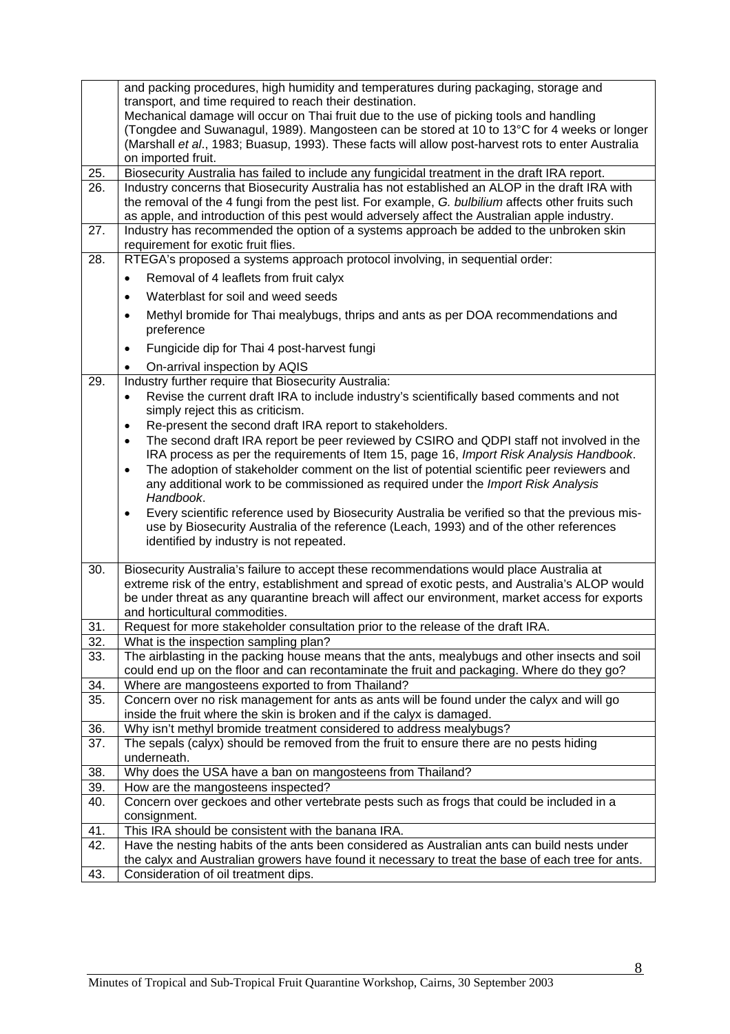| | |
|---|---|
| | and packing procedures, high humidity and temperatures during packaging, storage and transport, and time required to reach their destination.<br>Mechanical damage will occur on Thai fruit due to the use of picking tools and handling (Tongdee and Suwanagul, 1989). Mangosteen can be stored at 10 to 13°C for 4 weeks or longer (Marshall *et al*., 1983; Buasup, 1993). These facts will allow post-harvest rots to enter Australia on imported fruit. |
| 25. | Biosecurity Australia has failed to include any fungicidal treatment in the draft IRA report. |
| 26. | Industry concerns that Biosecurity Australia has not established an ALOP in the draft IRA with the removal of the 4 fungi from the pest list. For example, *G. bulbilium* affects other fruits such as apple, and introduction of this pest would adversely affect the Australian apple industry. |
| 27. | Industry has recommended the option of a systems approach be added to the unbroken skin requirement for exotic fruit flies. |
| 28. | RTEGA's proposed a systems approach protocol involving, in sequential order:<br>• Removal of 4 leaflets from fruit calyx<br>• Waterblast for soil and weed seeds<br>• Methyl bromide for Thai mealybugs, thrips and ants as per DOA recommendations and preference<br>• Fungicide dip for Thai 4 post-harvest fungi<br>• On-arrival inspection by AQIS |
| 29. | Industry further require that Biosecurity Australia:<br>• Revise the current draft IRA to include industry's scientifically based comments and not simply reject this as criticism.<br>• Re-present the second draft IRA report to stakeholders.<br>• The second draft IRA report be peer reviewed by CSIRO and QDPI staff not involved in the IRA process as per the requirements of Item 15, page 16, *Import Risk Analysis Handbook*.<br>• The adoption of stakeholder comment on the list of potential scientific peer reviewers and any additional work to be commissioned as required under the *Import Risk Analysis Handbook*.<br>• Every scientific reference used by Biosecurity Australia be verified so that the previous mis-use by Biosecurity Australia of the reference (Leach, 1993) and of the other references identified by industry is not repeated. |
| 30. | Biosecurity Australia's failure to accept these recommendations would place Australia at extreme risk of the entry, establishment and spread of exotic pests, and Australia's ALOP would be under threat as any quarantine breach will affect our environment, market access for exports and horticultural commodities. |
| 31. | Request for more stakeholder consultation prior to the release of the draft IRA. |
| 32. | What is the inspection sampling plan? |
| 33. | The airblasting in the packing house means that the ants, mealybugs and other insects and soil could end up on the floor and can recontaminate the fruit and packaging. Where do they go? |
| 34. | Where are mangosteens exported to from Thailand? |
| 35. | Concern over no risk management for ants as ants will be found under the calyx and will go inside the fruit where the skin is broken and if the calyx is damaged. |
| 36. | Why isn't methyl bromide treatment considered to address mealybugs? |
| 37. | The sepals (calyx) should be removed from the fruit to ensure there are no pests hiding underneath. |
| 38. | Why does the USA have a ban on mangosteens from Thailand? |
| 39. | How are the mangosteens inspected? |
| 40. | Concern over geckoes and other vertebrate pests such as frogs that could be included in a consignment. |
| 41. | This IRA should be consistent with the banana IRA. |
| 42. | Have the nesting habits of the ants been considered as Australian ants can build nests under the calyx and Australian growers have found it necessary to treat the base of each tree for ants. |
| 43. | Consideration of oil treatment dips. |